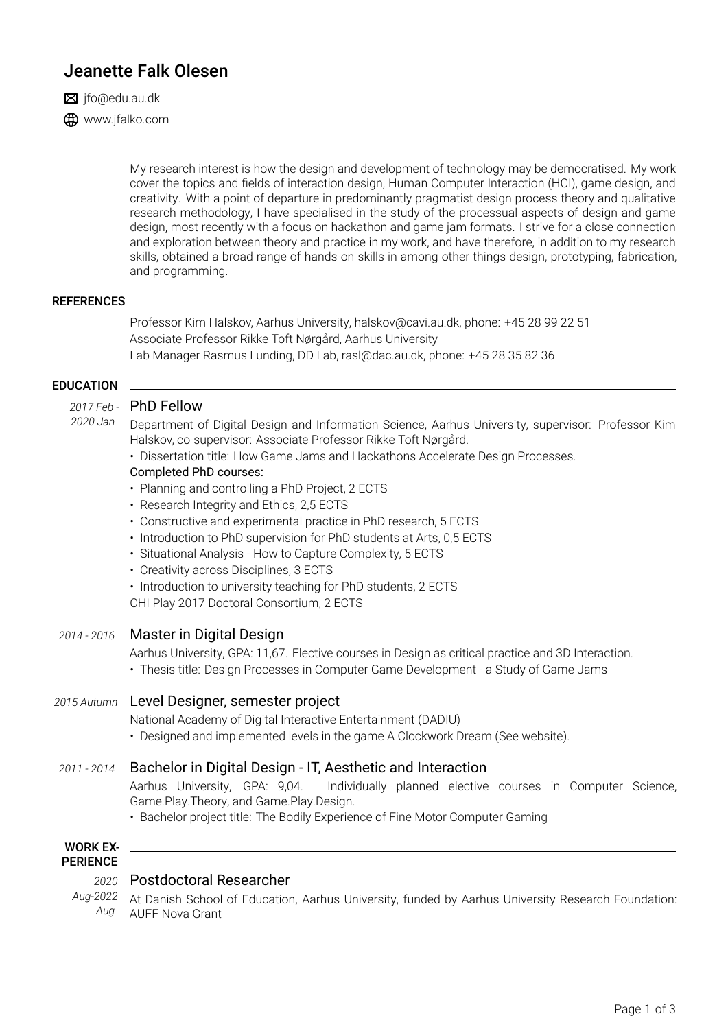# Jeanette Falk Olesen

jfo@edu.au.dk

www.jfalko.com

My research interest is how the design and development of technology may be democratised. My work cover the topics and fields of interaction design, Human Computer Interaction (HCI), game design, and creativity. With a point of departure in predominantly pragmatist design process theory and qualitative research methodology, I have specialised in the study of the processual aspects of design and game design, most recently with a focus on hackathon and game jam formats. I strive for a close connection and exploration between theory and practice in my work, and have therefore, in addition to my research skills, obtained a broad range of hands-on skills in among other things design, prototyping, fabrication, and programming.

## REFERENCES

Professor Kim Halskov, Aarhus University, halskov@cavi.au.dk, phone: +45 28 99 22 51
Associate Professor Rikke Toft Nørgård, Aarhus University
Lab Manager Rasmus Lunding, DD Lab, rasl@dac.au.dk, phone: +45 28 35 82 36

## EDUCATION

*2017 Feb - 2020 Jan*

### PhD Fellow

Department of Digital Design and Information Science, Aarhus University, supervisor: Professor Kim Halskov, co-supervisor: Associate Professor Rikke Toft Nørgård.

- Dissertation title: How Game Jams and Hackathons Accelerate Design Processes.

Completed PhD courses:

- Planning and controlling a PhD Project, 2 ECTS
- Research Integrity and Ethics, 2,5 ECTS
- Constructive and experimental practice in PhD research, 5 ECTS
- Introduction to PhD supervision for PhD students at Arts, 0,5 ECTS
- Situational Analysis - How to Capture Complexity, 5 ECTS
- Creativity across Disciplines, 3 ECTS
- Introduction to university teaching for PhD students, 2 ECTS

CHI Play 2017 Doctoral Consortium, 2 ECTS

*2014 - 2016*

### Master in Digital Design

Aarhus University, GPA: 11,67. Elective courses in Design as critical practice and 3D Interaction.

- Thesis title: Design Processes in Computer Game Development - a Study of Game Jams

*2015 Autumn*

### Level Designer, semester project

National Academy of Digital Interactive Entertainment (DADIU)

- Designed and implemented levels in the game A Clockwork Dream (See website).

*2011 - 2014*

### Bachelor in Digital Design - IT, Aesthetic and Interaction

Aarhus University, GPA: 9,04. Individually planned elective courses in Computer Science, Game.Play.Theory, and Game.Play.Design.

- Bachelor project title: The Bodily Experience of Fine Motor Computer Gaming

## WORK EXPERIENCE

*2020 Aug-2022 Aug*

### Postdoctoral Researcher

At Danish School of Education, Aarhus University, funded by Aarhus University Research Foundation: AUFF Nova Grant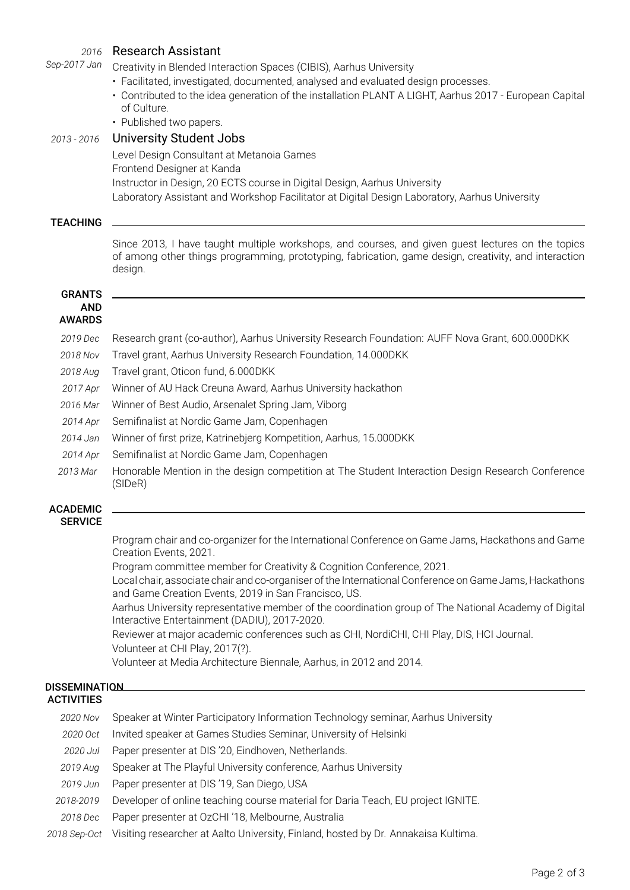*2016 Sep-2017 Jan* **Research Assistant**
Creativity in Blended Interaction Spaces (CIBIS), Aarhus University

- Facilitated, investigated, documented, analysed and evaluated design processes.
- Contributed to the idea generation of the installation PLANT A LIGHT, Aarhus 2017 - European Capital of Culture.
- Published two papers.

*2013 - 2016* **University Student Jobs**
Level Design Consultant at Metanoia Games
Frontend Designer at Kanda
Instructor in Design, 20 ECTS course in Digital Design, Aarhus University
Laboratory Assistant and Workshop Facilitator at Digital Design Laboratory, Aarhus University

## TEACHING

Since 2013, I have taught multiple workshops, and courses, and given guest lectures on the topics of among other things programming, prototyping, fabrication, game design, creativity, and interaction design.

## GRANTS AND AWARDS

- *2019 Dec* Research grant (co-author), Aarhus University Research Foundation: AUFF Nova Grant, 600.000DKK
- *2018 Nov* Travel grant, Aarhus University Research Foundation, 14.000DKK
- *2018 Aug* Travel grant, Oticon fund, 6.000DKK
- *2017 Apr* Winner of AU Hack Creuna Award, Aarhus University hackathon
- *2016 Mar* Winner of Best Audio, Arsenalet Spring Jam, Viborg
- *2014 Apr* Semifinalist at Nordic Game Jam, Copenhagen
- *2014 Jan* Winner of first prize, Katrinebjerg Kompetition, Aarhus, 15.000DKK
- *2014 Apr* Semifinalist at Nordic Game Jam, Copenhagen
- *2013 Mar* Honorable Mention in the design competition at The Student Interaction Design Research Conference (SIDeR)

## ACADEMIC SERVICE

Program chair and co-organizer for the International Conference on Game Jams, Hackathons and Game Creation Events, 2021.
Program committee member for Creativity & Cognition Conference, 2021.
Local chair, associate chair and co-organiser of the International Conference on Game Jams, Hackathons and Game Creation Events, 2019 in San Francisco, US.
Aarhus University representative member of the coordination group of The National Academy of Digital Interactive Entertainment (DADIU), 2017-2020.
Reviewer at major academic conferences such as CHI, NordiCHI, CHI Play, DIS, HCI Journal.
Volunteer at CHI Play, 2017(?).
Volunteer at Media Architecture Biennale, Aarhus, in 2012 and 2014.

## DISSEMINATION ACTIVITIES

- *2020 Nov* Speaker at Winter Participatory Information Technology seminar, Aarhus University
- *2020 Oct* Invited speaker at Games Studies Seminar, University of Helsinki
- *2020 Jul* Paper presenter at DIS '20, Eindhoven, Netherlands.
- *2019 Aug* Speaker at The Playful University conference, Aarhus University
- *2019 Jun* Paper presenter at DIS '19, San Diego, USA
- *2018-2019* Developer of online teaching course material for Daria Teach, EU project IGNITE.
- *2018 Dec* Paper presenter at OzCHI '18, Melbourne, Australia
- *2018 Sep-Oct* Visiting researcher at Aalto University, Finland, hosted by Dr. Annakaisa Kultima.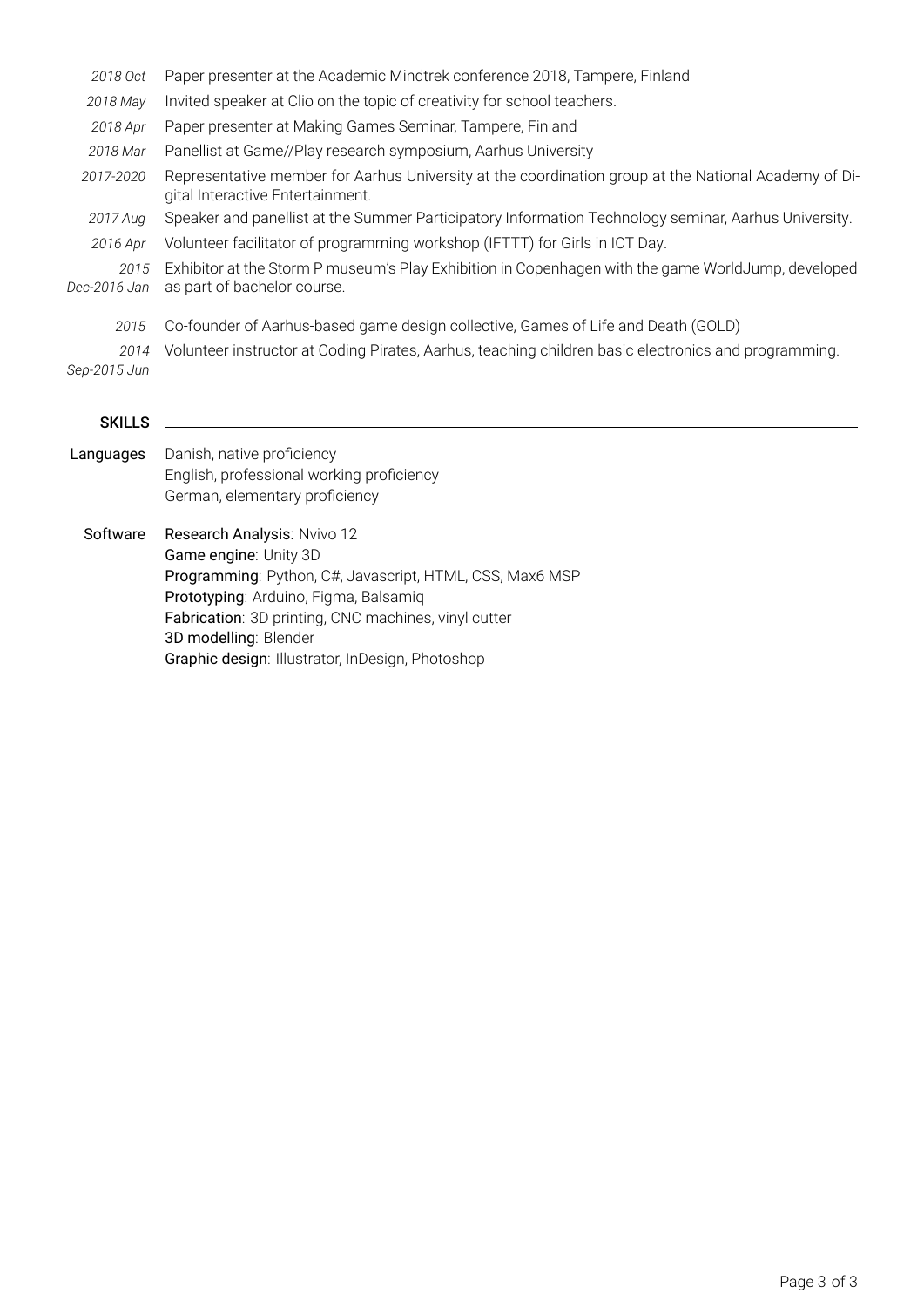| | |
|---|---|
| *2018 Oct* | Paper presenter at the Academic Mindtrek conference 2018, Tampere, Finland |
| *2018 May* | Invited speaker at Clio on the topic of creativity for school teachers. |
| *2018 Apr* | Paper presenter at Making Games Seminar, Tampere, Finland |
| *2018 Mar* | Panellist at Game//Play research symposium, Aarhus University |
| *2017-2020* | Representative member for Aarhus University at the coordination group at the National Academy of Digital Interactive Entertainment. |
| *2017 Aug* | Speaker and panellist at the Summer Participatory Information Technology seminar, Aarhus University. |
| *2016 Apr* | Volunteer facilitator of programming workshop (IFTTT) for Girls in ICT Day. |
| *2015 Dec-2016 Jan* | Exhibitor at the Storm P museum's Play Exhibition in Copenhagen with the game WorldJump, developed as part of bachelor course. |
| *2015* | Co-founder of Aarhus-based game design collective, Games of Life and Death (GOLD) |
| *2014 Sep-2015 Jun* | Volunteer instructor at Coding Pirates, Aarhus, teaching children basic electronics and programming. |

## SKILLS

**Languages**

Danish, native proficiency
English, professional working proficiency
German, elementary proficiency

**Software**

Research Analysis: Nvivo 12
Game engine: Unity 3D
Programming: Python, C#, Javascript, HTML, CSS, Max6 MSP
Prototyping: Arduino, Figma, Balsamiq
Fabrication: 3D printing, CNC machines, vinyl cutter
3D modelling: Blender
Graphic design: Illustrator, InDesign, Photoshop